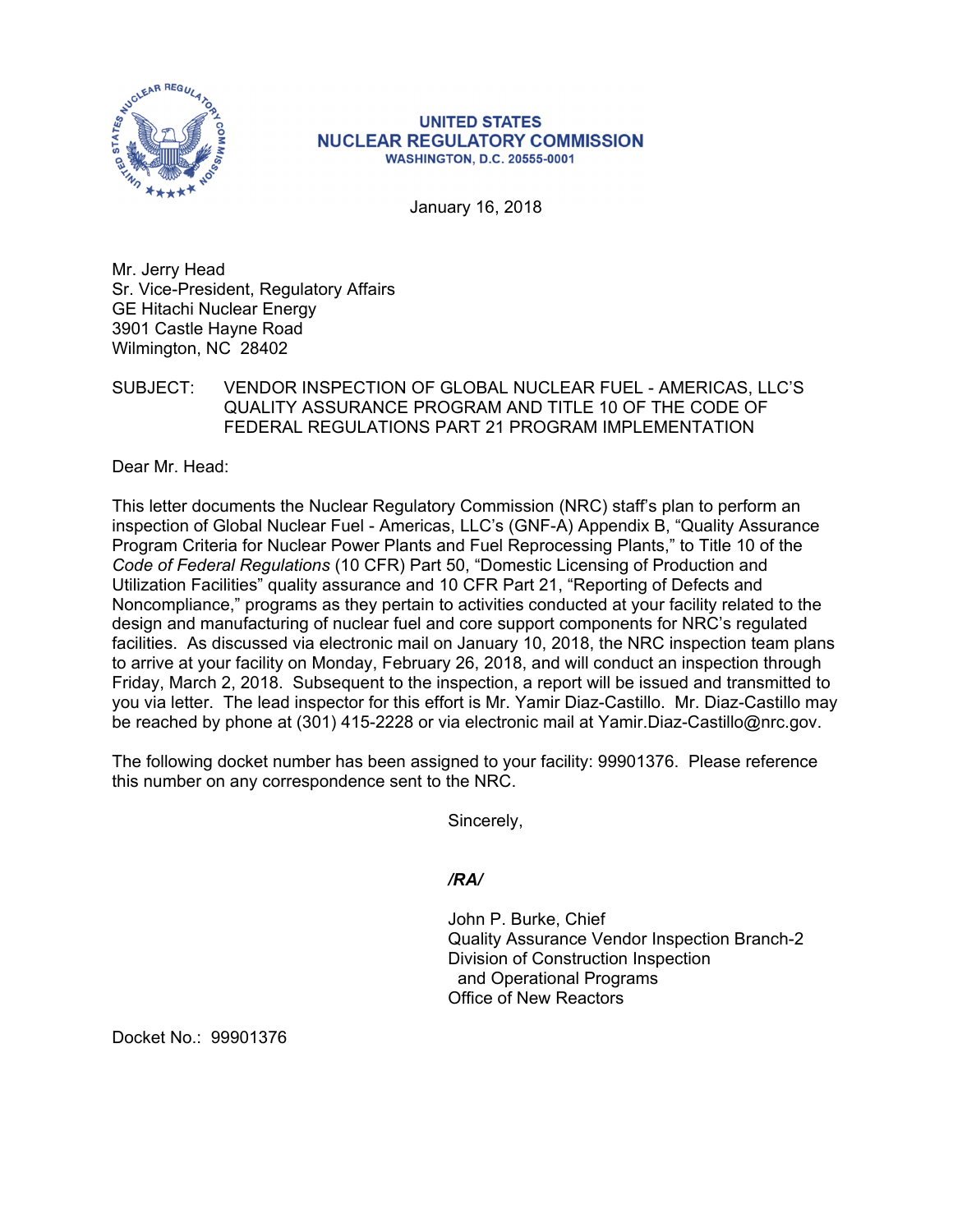UNITED STATES
**NUCLEAR REGULATORY COMMISSION**
WASHINGTON, D.C. 20555-0001

January 16, 2018

Mr. Jerry Head
Sr. Vice-President, Regulatory Affairs
GE Hitachi Nuclear Energy
3901 Castle Hayne Road
Wilmington, NC 28402

SUBJECT: VENDOR INSPECTION OF GLOBAL NUCLEAR FUEL - AMERICAS, LLC'S QUALITY ASSURANCE PROGRAM AND TITLE 10 OF THE CODE OF FEDERAL REGULATIONS PART 21 PROGRAM IMPLEMENTATION

Dear Mr. Head:

This letter documents the Nuclear Regulatory Commission (NRC) staff's plan to perform an inspection of Global Nuclear Fuel - Americas, LLC's (GNF-A) Appendix B, "Quality Assurance Program Criteria for Nuclear Power Plants and Fuel Reprocessing Plants," to Title 10 of the *Code of Federal Regulations* (10 CFR) Part 50, "Domestic Licensing of Production and Utilization Facilities" quality assurance and 10 CFR Part 21, "Reporting of Defects and Noncompliance," programs as they pertain to activities conducted at your facility related to the design and manufacturing of nuclear fuel and core support components for NRC's regulated facilities. As discussed via electronic mail on January 10, 2018, the NRC inspection team plans to arrive at your facility on Monday, February 26, 2018, and will conduct an inspection through Friday, March 2, 2018. Subsequent to the inspection, a report will be issued and transmitted to you via letter. The lead inspector for this effort is Mr. Yamir Diaz-Castillo. Mr. Diaz-Castillo may be reached by phone at (301) 415-2228 or via electronic mail at Yamir.Diaz-Castillo@nrc.gov.

The following docket number has been assigned to your facility: 99901376. Please reference this number on any correspondence sent to the NRC.

Sincerely,

*/RA/*

John P. Burke, Chief
Quality Assurance Vendor Inspection Branch-2
Division of Construction Inspection
and Operational Programs
Office of New Reactors

Docket No.: 99901376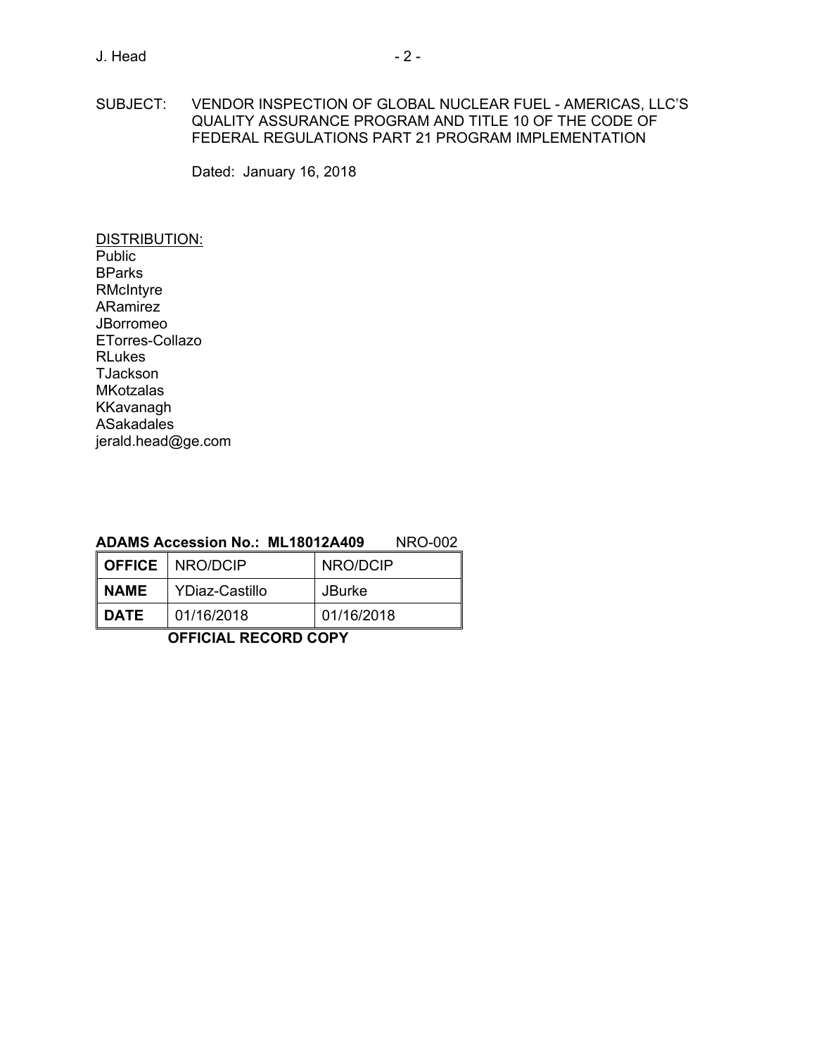SUBJECT: VENDOR INSPECTION OF GLOBAL NUCLEAR FUEL - AMERICAS, LLC'S QUALITY ASSURANCE PROGRAM AND TITLE 10 OF THE CODE OF FEDERAL REGULATIONS PART 21 PROGRAM IMPLEMENTATION

Dated: January 16, 2018

DISTRIBUTION:
Public
BParks
RMcIntyre
ARamirez
JBorromeo
ETorres-Collazo
RLukes
TJackson
MKotzalas
KKavanagh
ASakadales
jerald.head@ge.com

**ADAMS Accession No.: ML18012A409** NRO-002

| | | |
|---|---|---|
| **OFFICE** | NRO/DCIP | NRO/DCIP |
| **NAME** | YDiaz-Castillo | JBurke |
| **DATE** | 01/16/2018 | 01/16/2018 |

**OFFICIAL RECORD COPY**